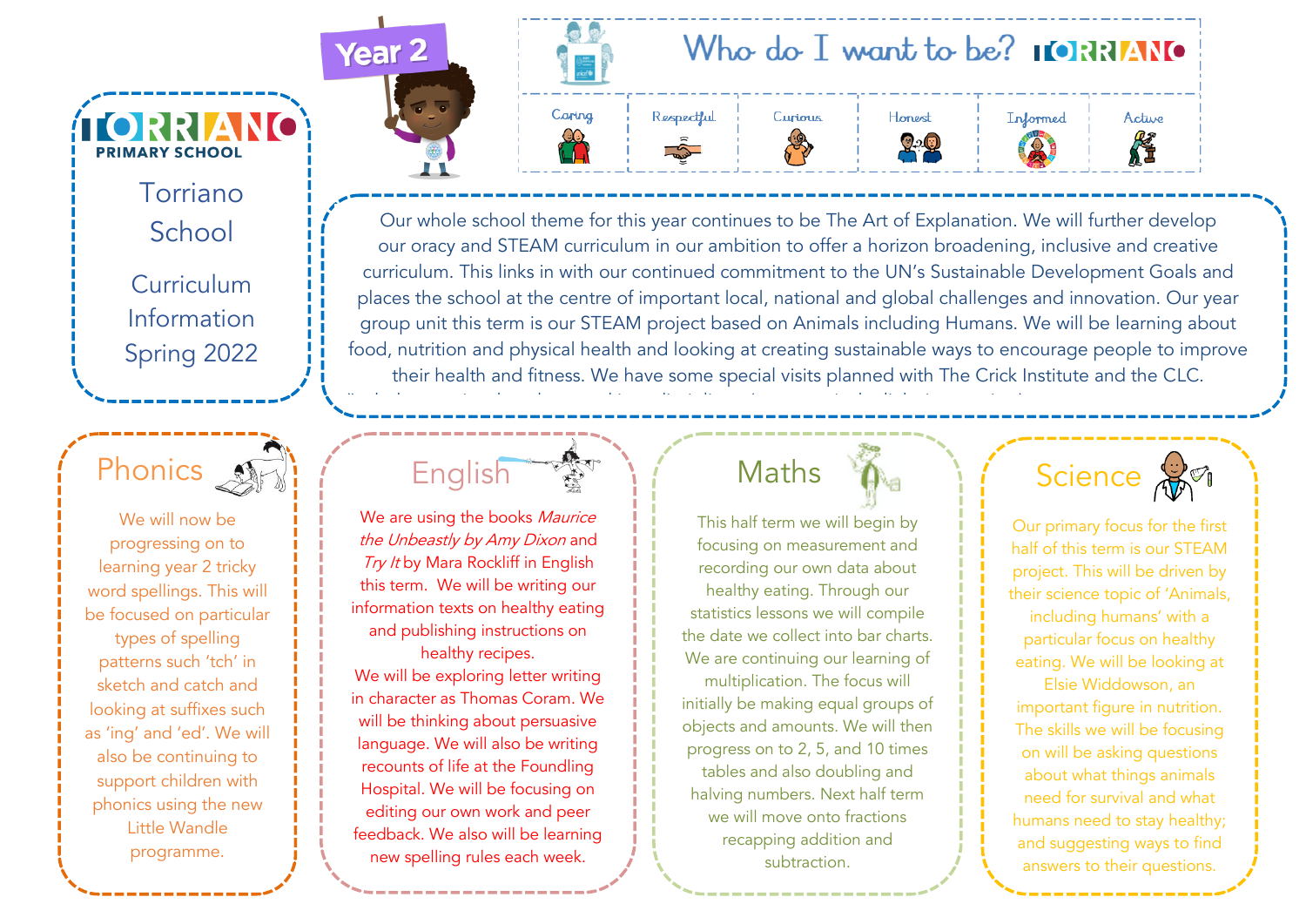# Year 2

## Who do I want to be? TORRIANO

| Caring | Respectful | Curious | Honest | Informed | Active |
|---|---|---|---|---|---|

**TORRIANO PRIMARY SCHOOL**

Torriano School

Curriculum Information Spring 2022

Our whole school theme for this year continues to be The Art of Explanation. We will further develop our oracy and STEAM curriculum in our ambition to offer a horizon broadening, inclusive and creative curriculum. This links in with our continued commitment to the UN's Sustainable Development Goals and places the school at the centre of important local, national and global challenges and innovation. Our year group unit this term is our STEAM project based on Animals including Humans. We will be learning about food, nutrition and physical health and looking at creating sustainable ways to encourage people to improve their health and fitness. We have some special visits planned with The Crick Institute and the CLC.

## Phonics

We will now be progressing on to learning year 2 tricky word spellings. This will be focused on particular types of spelling patterns such 'tch' in sketch and catch and looking at suffixes such as 'ing' and 'ed'. We will also be continuing to support children with phonics using the new Little Wandle programme.

## English

We are using the books *Maurice the Unbeastly by Amy Dixon* and *Try It* by Mara Rockliff in English this term. We will be writing our information texts on healthy eating and publishing instructions on healthy recipes.
We will be exploring letter writing in character as Thomas Coram. We will be thinking about persuasive language. We will also be writing recounts of life at the Foundling Hospital. We will be focusing on editing our own work and peer feedback. We also will be learning new spelling rules each week.

## Maths

This half term we will begin by focusing on measurement and recording our own data about healthy eating. Through our statistics lessons we will compile the date we collect into bar charts. We are continuing our learning of multiplication. The focus will initially be making equal groups of objects and amounts. We will then progress on to 2, 5, and 10 times tables and also doubling and halving numbers. Next half term we will move onto fractions recapping addition and subtraction.

## Science

Our primary focus for the first half of this term is our STEAM project. This will be driven by their science topic of 'Animals, including humans' with a particular focus on healthy eating. We will be looking at Elsie Widdowson, an important figure in nutrition. The skills we will be focusing on will be asking questions about what things animals need for survival and what humans need to stay healthy; and suggesting ways to find answers to their questions.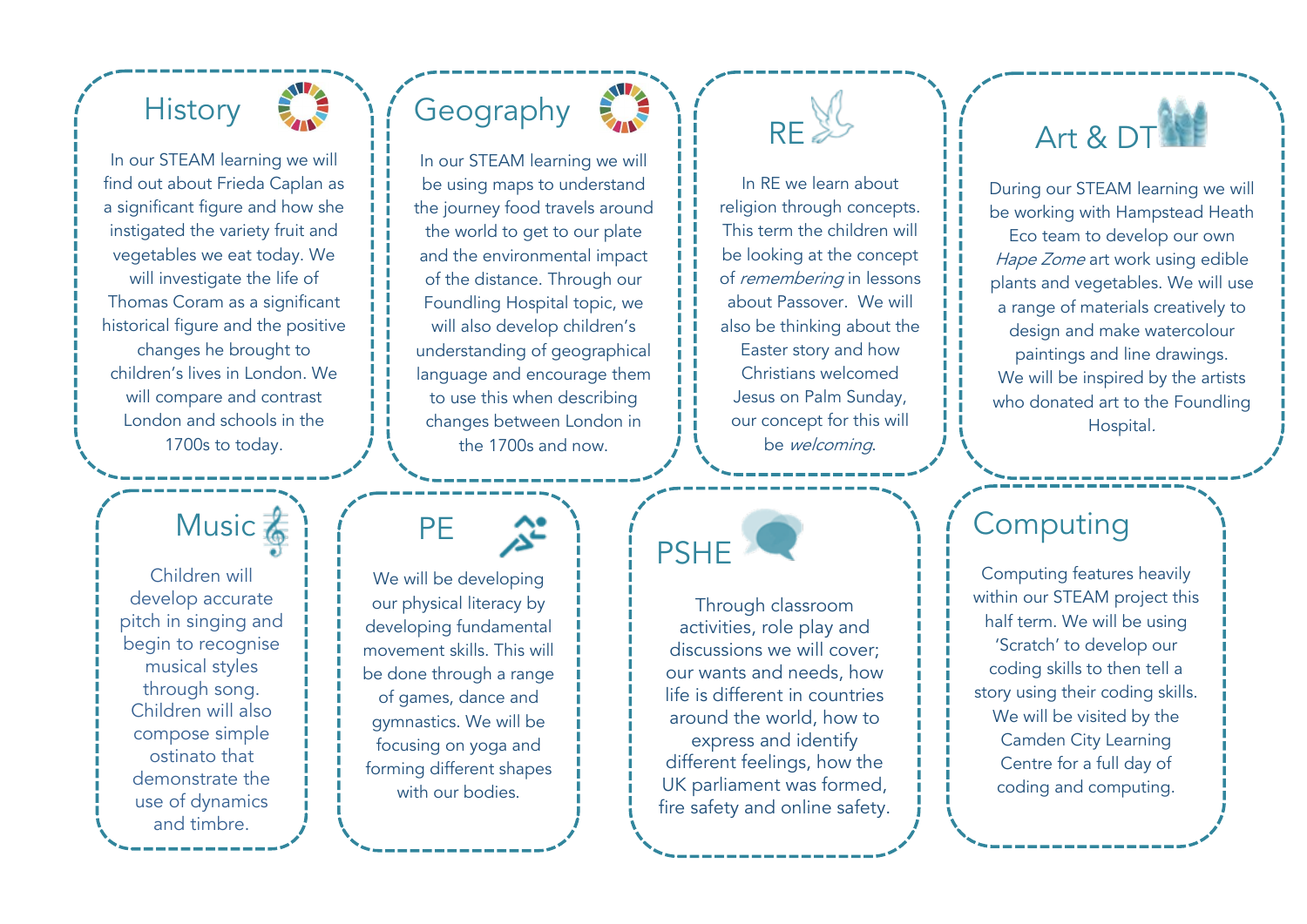## History

In our STEAM learning we will find out about Frieda Caplan as a significant figure and how she instigated the variety fruit and vegetables we eat today. We will investigate the life of Thomas Coram as a significant historical figure and the positive changes he brought to children's lives in London. We will compare and contrast London and schools in the 1700s to today.

## Geography

In our STEAM learning we will be using maps to understand the journey food travels around the world to get to our plate and the environmental impact of the distance. Through our Foundling Hospital topic, we will also develop children's understanding of geographical language and encourage them to use this when describing changes between London in the 1700s and now.

## RE

In RE we learn about religion through concepts. This term the children will be looking at the concept of *remembering* in lessons about Passover. We will also be thinking about the Easter story and how Christians welcomed Jesus on Palm Sunday, our concept for this will be *welcoming*.

## Art & DT

During our STEAM learning we will be working with Hampstead Heath Eco team to develop our own *Hape Zome* art work using edible plants and vegetables. We will use a range of materials creatively to design and make watercolour paintings and line drawings. We will be inspired by the artists who donated art to the Foundling Hospital.

## Music

Children will develop accurate pitch in singing and begin to recognise musical styles through song. Children will also compose simple ostinato that demonstrate the use of dynamics and timbre.

## PE

We will be developing our physical literacy by developing fundamental movement skills. This will be done through a range of games, dance and gymnastics. We will be focusing on yoga and forming different shapes with our bodies.

## PSHE

Through classroom activities, role play and discussions we will cover; our wants and needs, how life is different in countries around the world, how to express and identify different feelings, how the UK parliament was formed, fire safety and online safety.

## Computing

Computing features heavily within our STEAM project this half term. We will be using 'Scratch' to develop our coding skills to then tell a story using their coding skills. We will be visited by the Camden City Learning Centre for a full day of coding and computing.